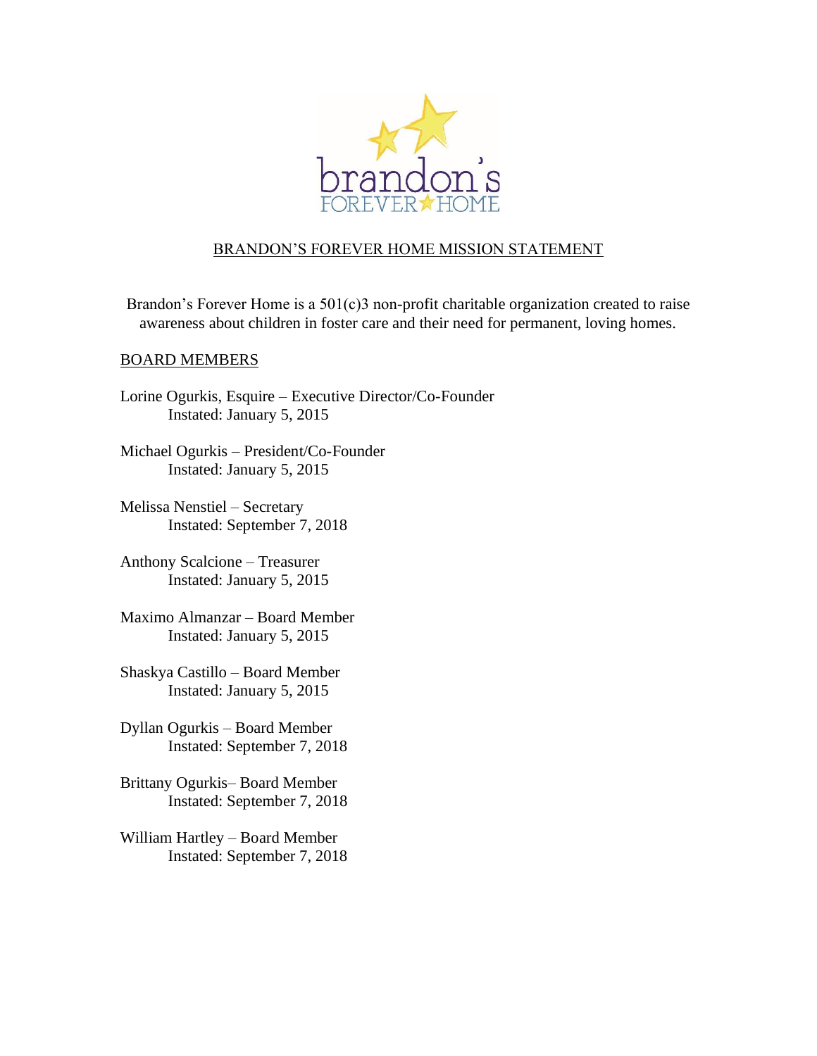brandon's
FOREVER HOME

## BRANDON'S FOREVER HOME MISSION STATEMENT

Brandon's Forever Home is a 501(c)3 non-profit charitable organization created to raise awareness about children in foster care and their need for permanent, loving homes.

### BOARD MEMBERS

Lorine Ogurkis, Esquire – Executive Director/Co-Founder
Instated: January 5, 2015

Michael Ogurkis – President/Co-Founder
Instated: January 5, 2015

Melissa Nenstiel – Secretary
Instated: September 7, 2018

Anthony Scalcione – Treasurer
Instated: January 5, 2015

Maximo Almanzar – Board Member
Instated: January 5, 2015

Shaskya Castillo – Board Member
Instated: January 5, 2015

Dyllan Ogurkis – Board Member
Instated: September 7, 2018

Brittany Ogurkis– Board Member
Instated: September 7, 2018

William Hartley – Board Member
Instated: September 7, 2018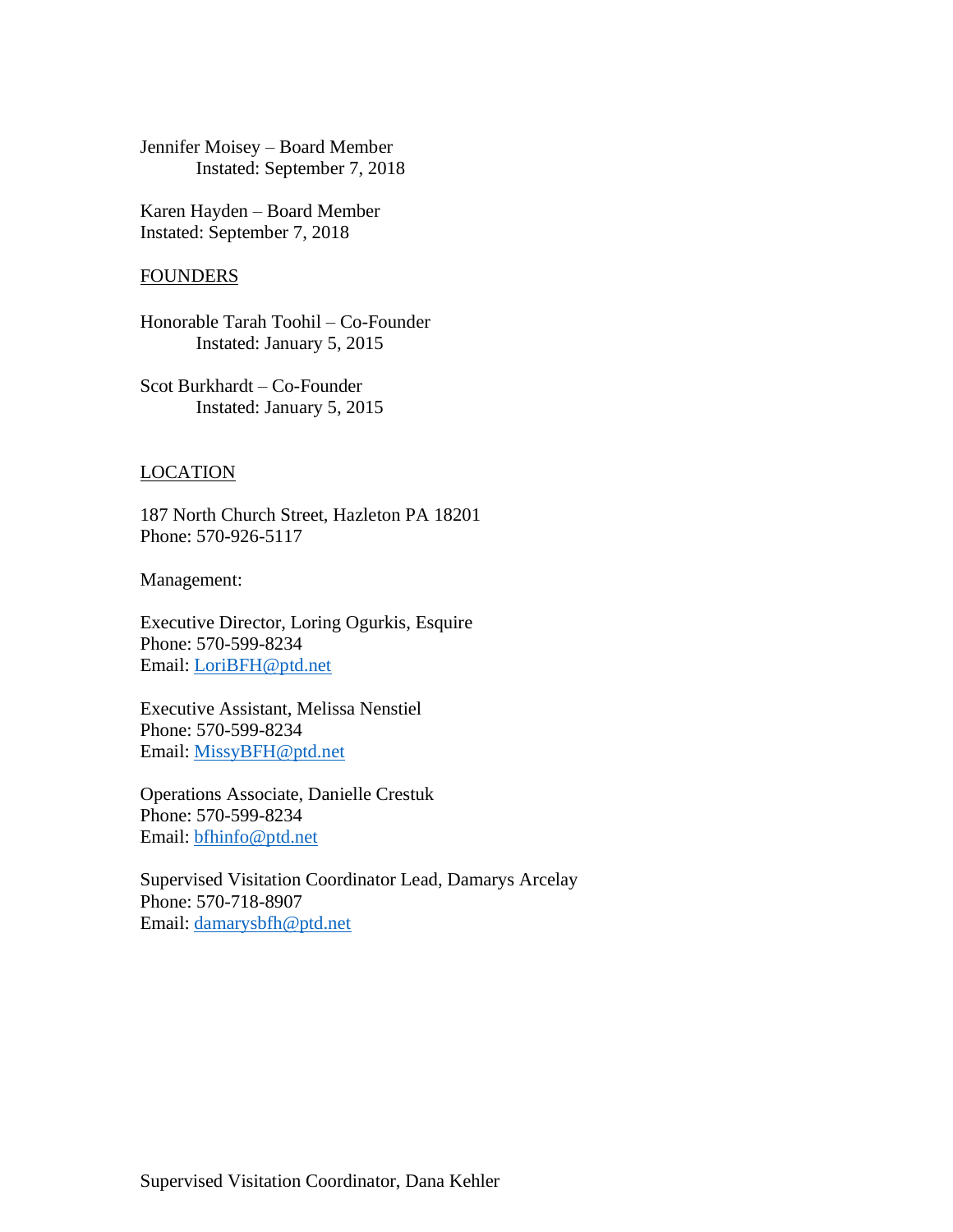Jennifer Moisey – Board Member
Instated: September 7, 2018

Karen Hayden – Board Member
Instated: September 7, 2018

FOUNDERS

Honorable Tarah Toohil – Co-Founder
Instated: January 5, 2015

Scot Burkhardt – Co-Founder
Instated: January 5, 2015

LOCATION

187 North Church Street, Hazleton PA 18201
Phone: 570-926-5117

Management:

Executive Director, Loring Ogurkis, Esquire
Phone: 570-599-8234
Email: LoriBFH@ptd.net

Executive Assistant, Melissa Nenstiel
Phone: 570-599-8234
Email: MissyBFH@ptd.net

Operations Associate, Danielle Crestuk
Phone: 570-599-8234
Email: bfhinfo@ptd.net

Supervised Visitation Coordinator Lead, Damarys Arcelay
Phone: 570-718-8907
Email: damarysbfh@ptd.net

Supervised Visitation Coordinator, Dana Kehler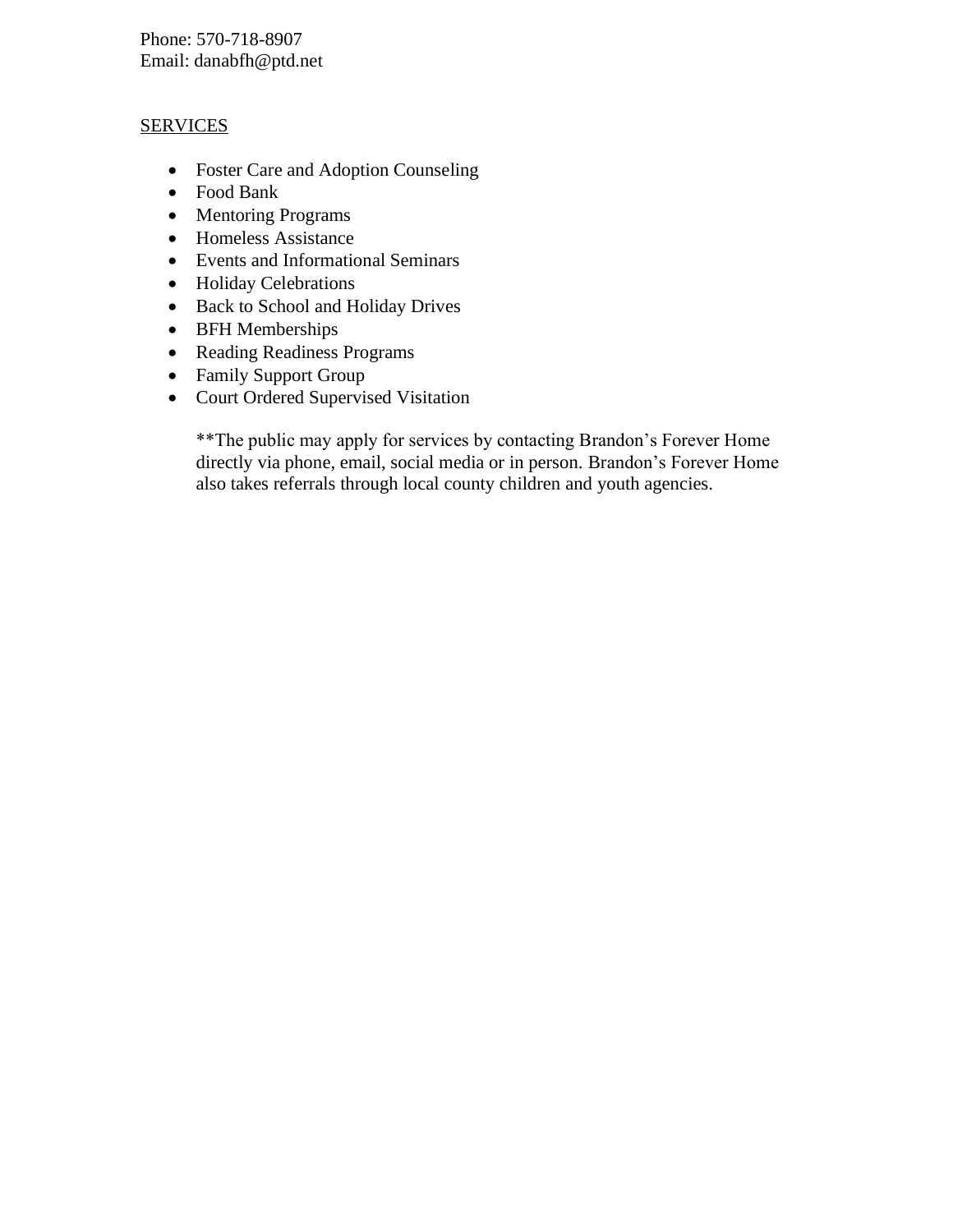Phone: 570-718-8907
Email: danabfh@ptd.net

SERVICES

- Foster Care and Adoption Counseling
- Food Bank
- Mentoring Programs
- Homeless Assistance
- Events and Informational Seminars
- Holiday Celebrations
- Back to School and Holiday Drives
- BFH Memberships
- Reading Readiness Programs
- Family Support Group
- Court Ordered Supervised Visitation

**The public may apply for services by contacting Brandon's Forever Home directly via phone, email, social media or in person. Brandon's Forever Home also takes referrals through local county children and youth agencies.